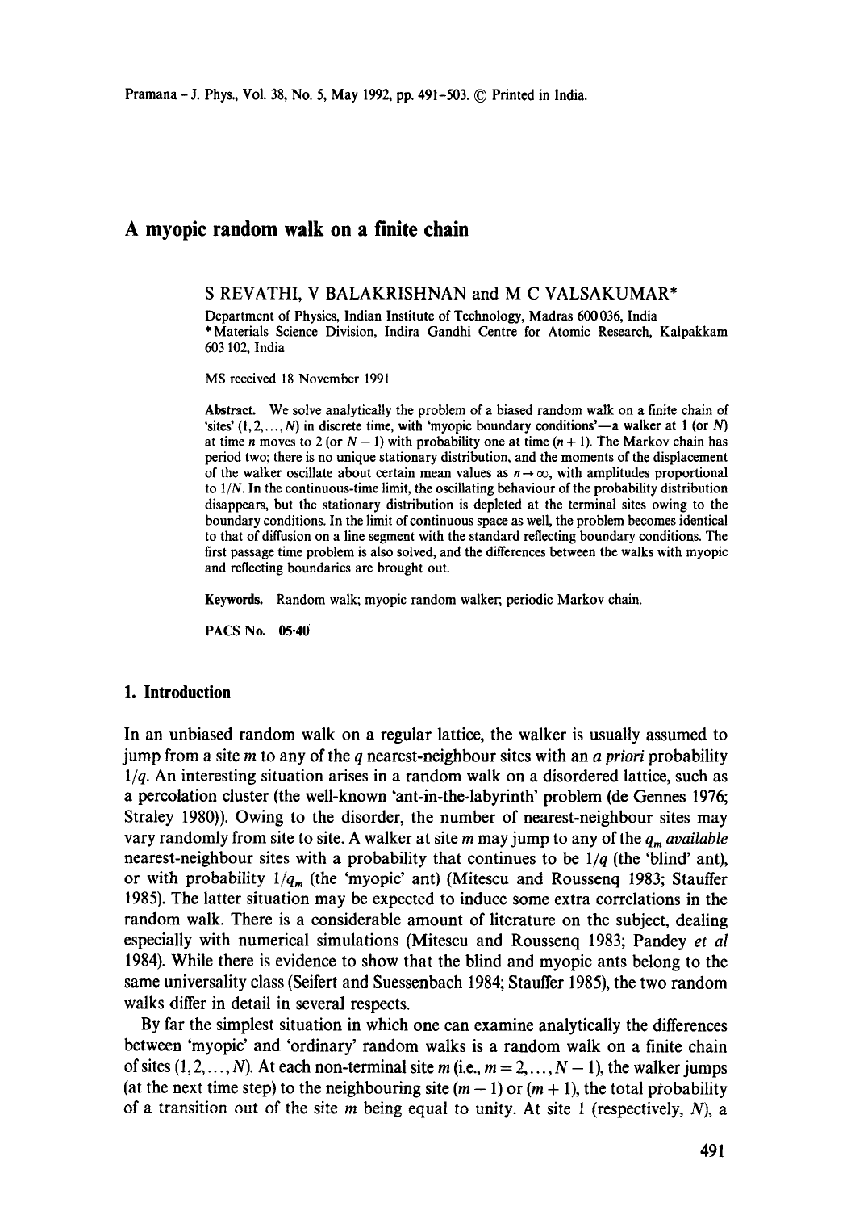# A myopic random walk on a finite chain

S REVATHI, V BALAKRISHNAN and M C VALSAKUMAR*

Department of Physics, Indian Institute of Technology, Madras 600 036, India
* Materials Science Division, Indira Gandhi Centre for Atomic Research, Kalpakkam 603 102, India

MS received 18 November 1991

**Abstract.** We solve analytically the problem of a biased random walk on a finite chain of 'sites' $(1, 2, \ldots, N)$ in discrete time, with 'myopic boundary conditions'—a walker at 1 (or $N$) at time $n$ moves to 2 (or $N-1$) with probability one at time $(n+1)$. The Markov chain has period two; there is no unique stationary distribution, and the moments of the displacement of the walker oscillate about certain mean values as $n \to \infty$, with amplitudes proportional to $1/N$. In the continuous-time limit, the oscillating behaviour of the probability distribution disappears, but the stationary distribution is depleted at the terminal sites owing to the boundary conditions. In the limit of continuous space as well, the problem becomes identical to that of diffusion on a line segment with the standard reflecting boundary conditions. The first passage time problem is also solved, and the differences between the walks with myopic and reflecting boundaries are brought out.

**Keywords.** Random walk; myopic random walker; periodic Markov chain.

**PACS No.** 05·40

## 1. Introduction

In an unbiased random walk on a regular lattice, the walker is usually assumed to jump from a site $m$ to any of the $q$ nearest-neighbour sites with an *a priori* probability $1/q$. An interesting situation arises in a random walk on a disordered lattice, such as a percolation cluster (the well-known 'ant-in-the-labyrinth' problem (de Gennes 1976; Straley 1980)). Owing to the disorder, the number of nearest-neighbour sites may vary randomly from site to site. A walker at site $m$ may jump to any of the $q_m$ *available* nearest-neighbour sites with a probability that continues to be $1/q$ (the 'blind' ant), or with probability $1/q_m$ (the 'myopic' ant) (Mitescu and Roussenq 1983; Stauffer 1985). The latter situation may be expected to induce some extra correlations in the random walk. There is a considerable amount of literature on the subject, dealing especially with numerical simulations (Mitescu and Roussenq 1983; Pandey *et al* 1984). While there is evidence to show that the blind and myopic ants belong to the same universality class (Seifert and Suessenbach 1984; Stauffer 1985), the two random walks differ in detail in several respects.

By far the simplest situation in which one can examine analytically the differences between 'myopic' and 'ordinary' random walks is a random walk on a finite chain of sites $(1, 2, \ldots, N)$. At each non-terminal site $m$ (i.e., $m = 2, \ldots, N-1$), the walker jumps (at the next time step) to the neighbouring site $(m-1)$ or $(m+1)$, the total probability of a transition out of the site $m$ being equal to unity. At site 1 (respectively, $N$), a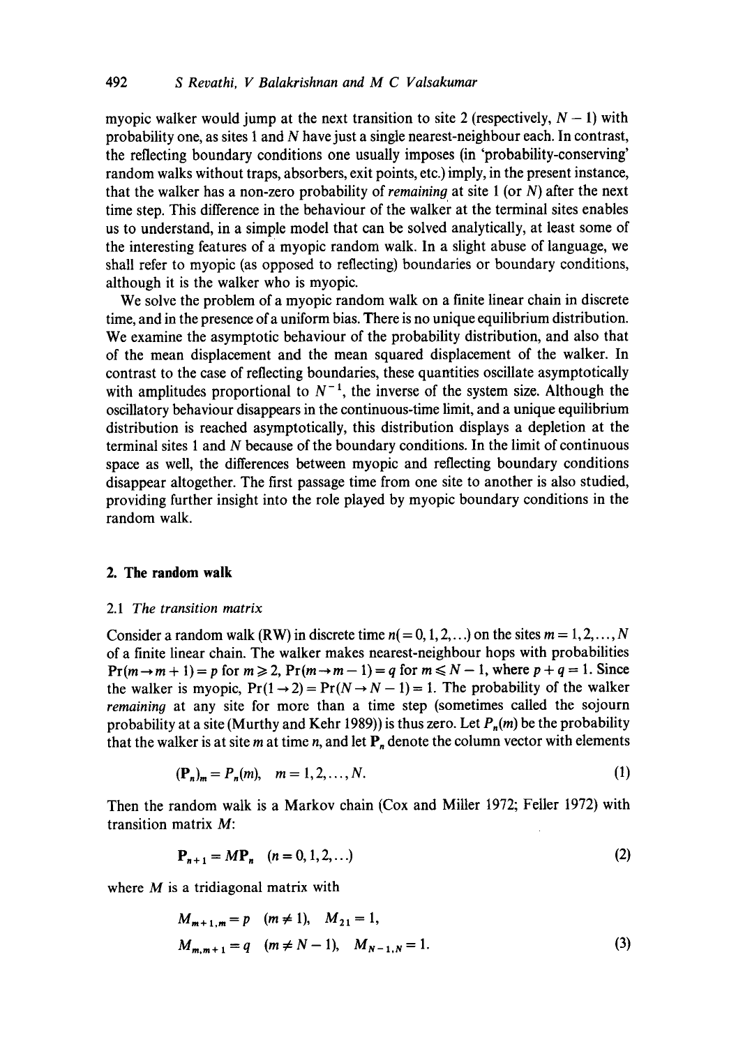myopic walker would jump at the next transition to site 2 (respectively, $N-1$) with probability one, as sites 1 and $N$ have just a single nearest-neighbour each. In contrast, the reflecting boundary conditions one usually imposes (in 'probability-conserving' random walks without traps, absorbers, exit points, etc.) imply, in the present instance, that the walker has a non-zero probability of *remaining* at site 1 (or $N$) after the next time step. This difference in the behaviour of the walker at the terminal sites enables us to understand, in a simple model that can be solved analytically, at least some of the interesting features of a myopic random walk. In a slight abuse of language, we shall refer to myopic (as opposed to reflecting) boundaries or boundary conditions, although it is the walker who is myopic.

We solve the problem of a myopic random walk on a finite linear chain in discrete time, and in the presence of a uniform bias. There is no unique equilibrium distribution. We examine the asymptotic behaviour of the probability distribution, and also that of the mean displacement and the mean squared displacement of the walker. In contrast to the case of reflecting boundaries, these quantities oscillate asymptotically with amplitudes proportional to $N^{-1}$, the inverse of the system size. Although the oscillatory behaviour disappears in the continuous-time limit, and a unique equilibrium distribution is reached asymptotically, this distribution displays a depletion at the terminal sites 1 and $N$ because of the boundary conditions. In the limit of continuous space as well, the differences between myopic and reflecting boundary conditions disappear altogether. The first passage time from one site to another is also studied, providing further insight into the role played by myopic boundary conditions in the random walk.

## 2. The random walk

### 2.1 *The transition matrix*

Consider a random walk (RW) in discrete time $n (= 0, 1, 2, \ldots)$ on the sites $m = 1, 2, \ldots, N$ of a finite linear chain. The walker makes nearest-neighbour hops with probabilities $\Pr(m \to m+1) = p$ for $m \geqslant 2$, $\Pr(m \to m-1) = q$ for $m \leqslant N-1$, where $p + q = 1$. Since the walker is myopic, $\Pr(1 \to 2) = \Pr(N \to N-1) = 1$. The probability of the walker *remaining* at any site for more than a time step (sometimes called the sojourn probability at a site (Murthy and Kehr 1989)) is thus zero. Let $P_n(m)$ be the probability that the walker is at site $m$ at time $n$, and let $\mathbf{P}_n$ denote the column vector with elements

$$(\mathbf{P}_n)_m = P_n(m), \quad m = 1, 2, \ldots, N. \tag{1}$$

Then the random walk is a Markov chain (Cox and Miller 1972; Feller 1972) with transition matrix $M$:

$$\mathbf{P}_{n+1} = M\mathbf{P}_n \quad (n = 0, 1, 2, \ldots) \tag{2}$$

where $M$ is a tridiagonal matrix with

$$M_{m+1,m} = p \quad (m \neq 1), \quad M_{21} = 1,$$
$$M_{m,m+1} = q \quad (m \neq N-1), \quad M_{N-1,N} = 1. \tag{3}$$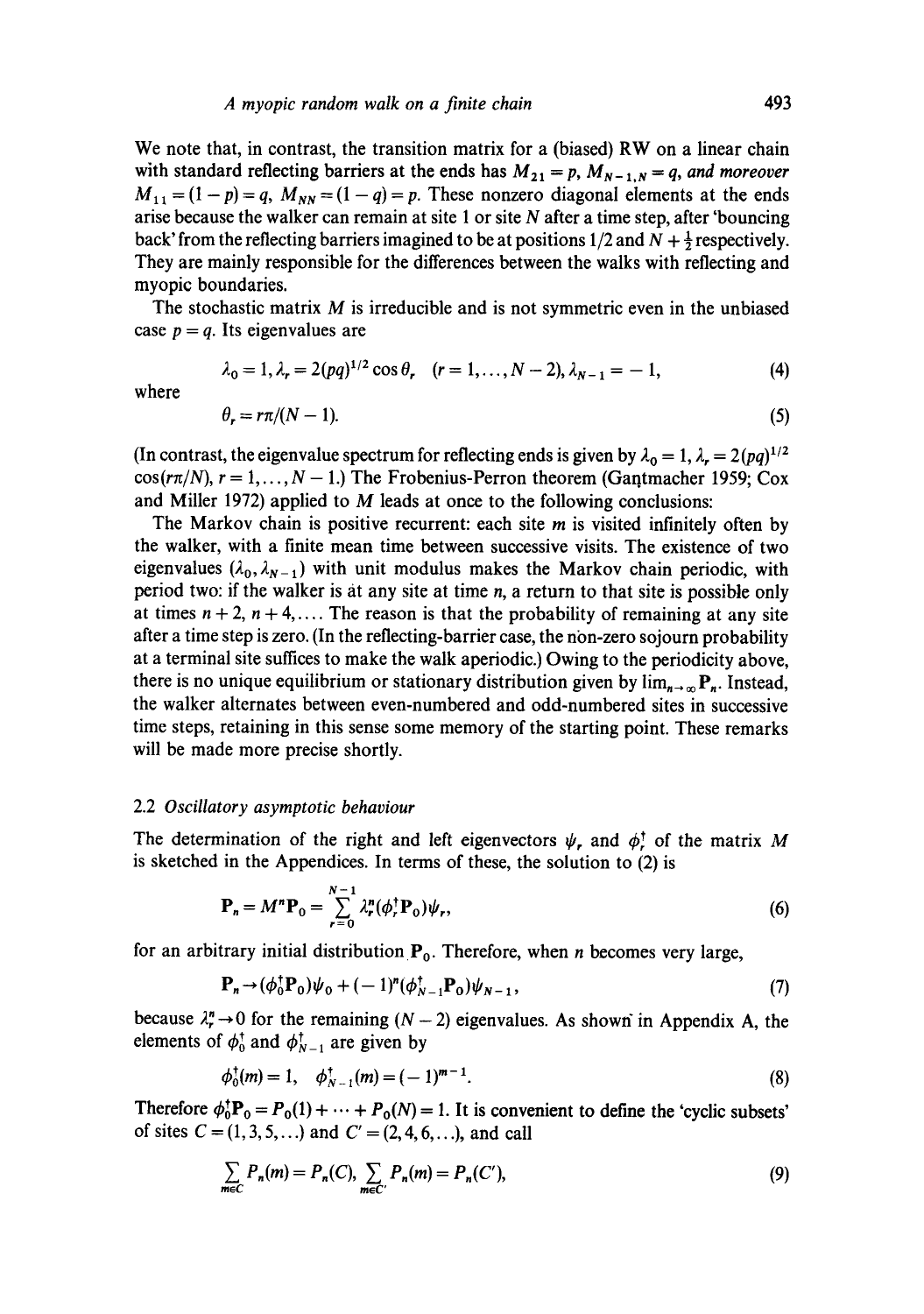We note that, in contrast, the transition matrix for a (biased) RW on a linear chain with standard reflecting barriers at the ends has $M_{21} = p$, $M_{N-1,N} = q$, *and moreover* $M_{11} = (1-p) = q$, $M_{NN} = (1-q) = p$. These nonzero diagonal elements at the ends arise because the walker can remain at site 1 or site $N$ after a time step, after 'bouncing back' from the reflecting barriers imagined to be at positions 1/2 and $N + \frac{1}{2}$ respectively. They are mainly responsible for the differences between the walks with reflecting and myopic boundaries.

The stochastic matrix $M$ is irreducible and is not symmetric even in the unbiased case $p = q$. Its eigenvalues are

$$\lambda_0 = 1, \lambda_r = 2(pq)^{1/2} \cos\theta_r \quad (r = 1, \ldots, N-2), \lambda_{N-1} = -1, \tag{4}$$

where

$$\theta_r = r\pi/(N-1). \tag{5}$$

(In contrast, the eigenvalue spectrum for reflecting ends is given by $\lambda_0 = 1$, $\lambda_r = 2(pq)^{1/2} \cos(r\pi/N)$, $r = 1, \ldots, N-1$.) The Frobenius-Perron theorem (Gantmacher 1959; Cox and Miller 1972) applied to $M$ leads at once to the following conclusions:

The Markov chain is positive recurrent: each site $m$ is visited infinitely often by the walker, with a finite mean time between successive visits. The existence of two eigenvalues $(\lambda_0, \lambda_{N-1})$ with unit modulus makes the Markov chain periodic, with period two: if the walker is at any site at time $n$, a return to that site is possible only at times $n+2$, $n+4, \ldots$. The reason is that the probability of remaining at any site after a time step is zero. (In the reflecting-barrier case, the non-zero sojourn probability at a terminal site suffices to make the walk aperiodic.) Owing to the periodicity above, there is no unique equilibrium or stationary distribution given by $\lim_{n\to\infty} \mathbf{P}_n$. Instead, the walker alternates between even-numbered and odd-numbered sites in successive time steps, retaining in this sense some memory of the starting point. These remarks will be made more precise shortly.

### 2.2 *Oscillatory asymptotic behaviour*

The determination of the right and left eigenvectors $\psi_r$ and $\phi_r^\dagger$ of the matrix $M$ is sketched in the Appendices. In terms of these, the solution to (2) is

$$\mathbf{P}_n = M^n \mathbf{P}_0 = \sum_{r=0}^{N-1} \lambda_r^n (\phi_r^\dagger \mathbf{P}_0) \psi_r, \tag{6}$$

for an arbitrary initial distribution $\mathbf{P}_0$. Therefore, when $n$ becomes very large,

$$\mathbf{P}_n \to (\phi_0^\dagger \mathbf{P}_0)\psi_0 + (-1)^n (\phi_{N-1}^\dagger \mathbf{P}_0)\psi_{N-1}, \tag{7}$$

because $\lambda_r^n \to 0$ for the remaining $(N-2)$ eigenvalues. As shown in Appendix A, the elements of $\phi_0^\dagger$ and $\phi_{N-1}^\dagger$ are given by

$$\phi_0^\dagger(m) = 1, \quad \phi_{N-1}^\dagger(m) = (-1)^{m-1}. \tag{8}$$

Therefore $\phi_0^\dagger \mathbf{P}_0 = P_0(1) + \cdots + P_0(N) = 1$. It is convenient to define the 'cyclic subsets' of sites $C = (1, 3, 5, \ldots)$ and $C' = (2, 4, 6, \ldots)$, and call

$$\sum_{m\in C} P_n(m) = P_n(C), \ \sum_{m\in C'} P_n(m) = P_n(C'), \tag{9}$$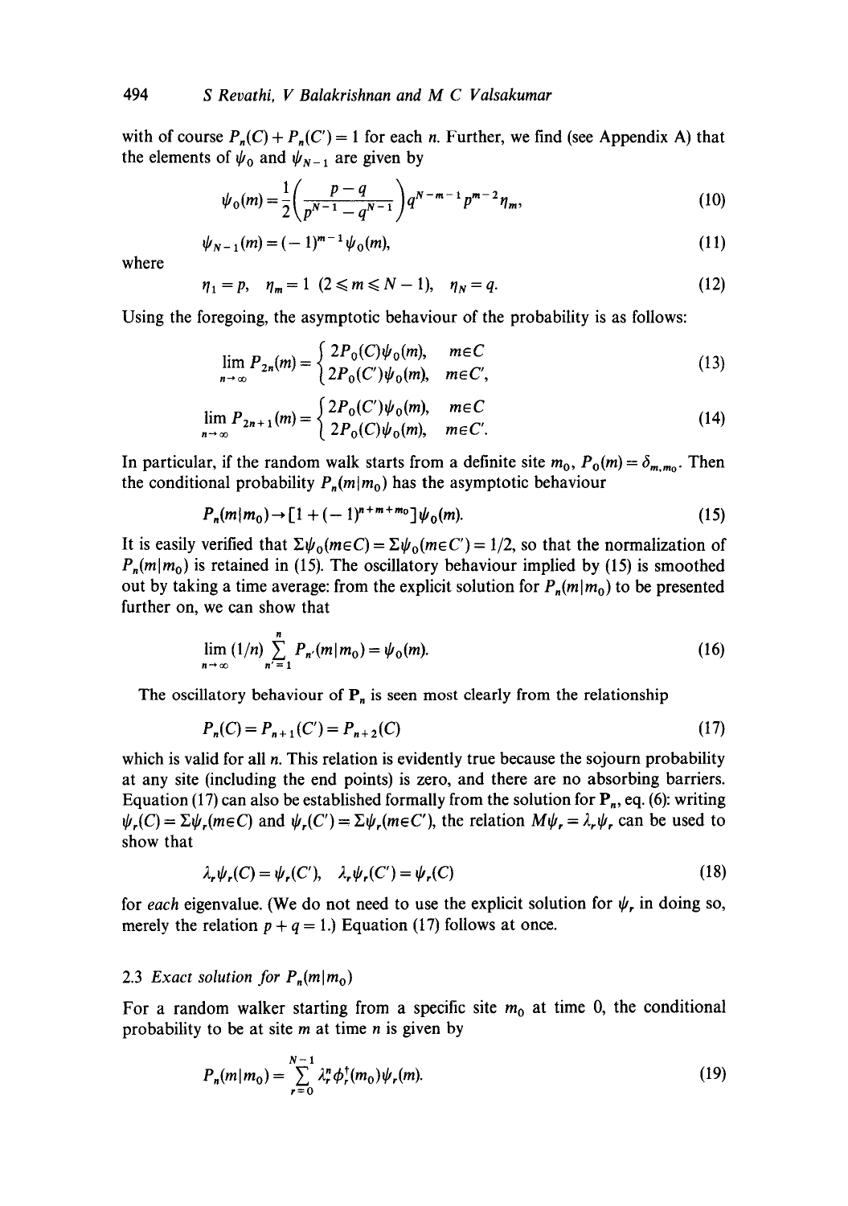with of course $P_n(C) + P_n(C') = 1$ for each $n$. Further, we find (see Appendix A) that the elements of $\psi_0$ and $\psi_{N-1}$ are given by

$$\psi_0(m) = \frac{1}{2}\left(\frac{p-q}{p^{N-1} - q^{N-1}}\right) q^{N-m-1} p^{m-2} \eta_m, \tag{10}$$

$$\psi_{N-1}(m) = (-1)^{m-1} \psi_0(m), \tag{11}$$

where

$$\eta_1 = p, \quad \eta_m = 1 \;\; (2 \leqslant m \leqslant N-1), \quad \eta_N = q. \tag{12}$$

Using the foregoing, the asymptotic behaviour of the probability is as follows:

$$\lim_{n\to\infty} P_{2n}(m) = \begin{cases} 2P_0(C)\psi_0(m), & m \in C \\ 2P_0(C')\psi_0(m), & m \in C', \end{cases} \tag{13}$$

$$\lim_{n\to\infty} P_{2n+1}(m) = \begin{cases} 2P_0(C')\psi_0(m), & m \in C \\ 2P_0(C)\psi_0(m), & m \in C'. \end{cases} \tag{14}$$

In particular, if the random walk starts from a definite site $m_0$, $P_0(m) = \delta_{m,m_0}$. Then the conditional probability $P_n(m|m_0)$ has the asymptotic behaviour

$$P_n(m|m_0) \to [1 + (-1)^{n+m+m_0}]\psi_0(m). \tag{15}$$

It is easily verified that $\Sigma\psi_0(m\in C) = \Sigma\psi_0(m \in C') = 1/2$, so that the normalization of $P_n(m|m_0)$ is retained in (15). The oscillatory behaviour implied by (15) is smoothed out by taking a time average: from the explicit solution for $P_n(m|m_0)$ to be presented further on, we can show that

$$\lim_{n\to\infty} (1/n) \sum_{n'=1}^{n} P_{n'}(m|m_0) = \psi_0(m). \tag{16}$$

The oscillatory behaviour of $\mathbf{P}_n$ is seen most clearly from the relationship

$$P_n(C) = P_{n+1}(C') = P_{n+2}(C) \tag{17}$$

which is valid for all $n$. This relation is evidently true because the sojourn probability at any site (including the end points) is zero, and there are no absorbing barriers. Equation (17) can also be established formally from the solution for $\mathbf{P}_n$, eq. (6): writing $\psi_r(C) = \Sigma\psi_r(m\in C)$ and $\psi_r(C') = \Sigma\psi_r(m \in C')$, the relation $M\psi_r = \lambda_r \psi_r$ can be used to show that

$$\lambda_r \psi_r(C) = \psi_r(C'), \quad \lambda_r \psi_r(C') = \psi_r(C) \tag{18}$$

for *each* eigenvalue. (We do not need to use the explicit solution for $\psi_r$ in doing so, merely the relation $p + q = 1$.) Equation (17) follows at once.

### 2.3 *Exact solution for* $P_n(m|m_0)$

For a random walker starting from a specific site $m_0$ at time 0, the conditional probability to be at site $m$ at time $n$ is given by

$$P_n(m|m_0) = \sum_{r=0}^{N-1} \lambda_r^n \phi_r^\dagger(m_0)\psi_r(m). \tag{19}$$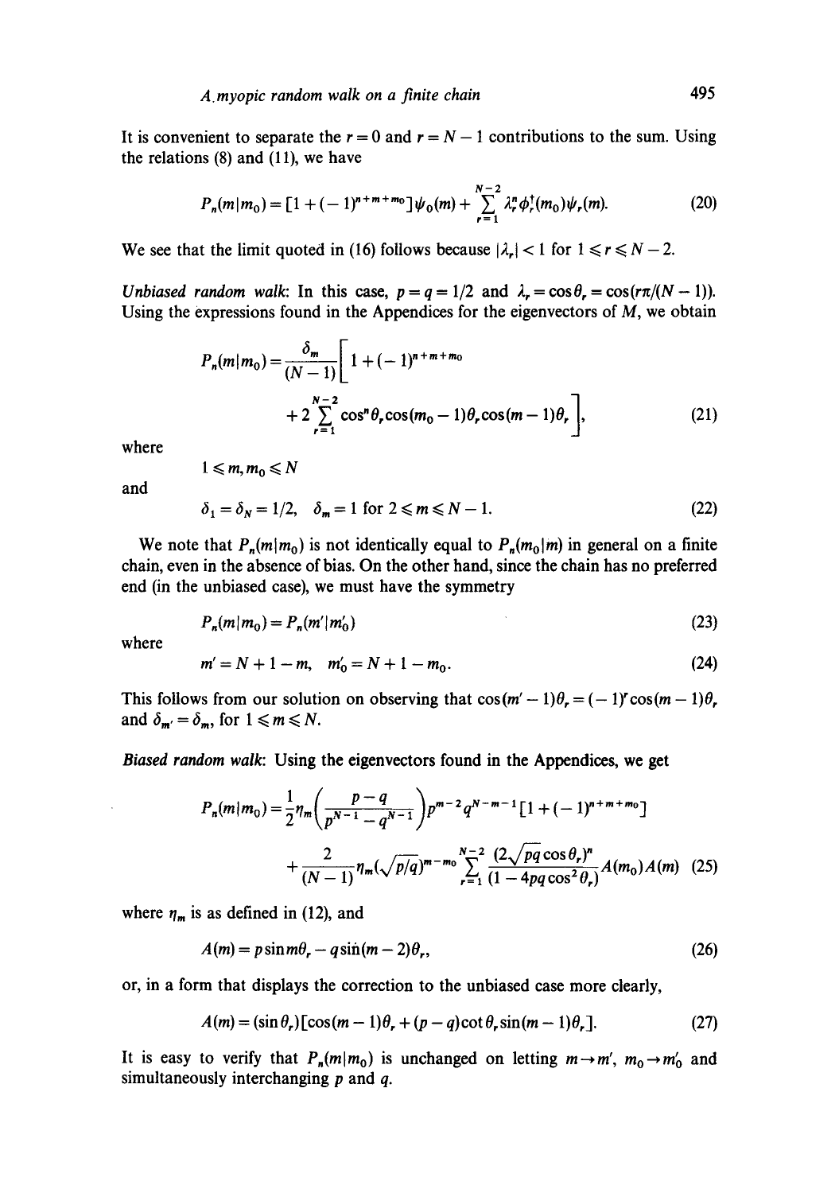It is convenient to separate the $r = 0$ and $r = N - 1$ contributions to the sum. Using the relations (8) and (11), we have

$$P_n(m|m_0) = [1 + (-1)^{n+m+m_0}]\psi_0(m) + \sum_{r=1}^{N-2} \lambda_r^n \phi_r^\dagger(m_0)\psi_r(m). \tag{20}$$

We see that the limit quoted in (16) follows because $|\lambda_r| < 1$ for $1 \leqslant r \leqslant N - 2$.

*Unbiased random walk*: In this case, $p = q = 1/2$ and $\lambda_r = \cos\theta_r = \cos(r\pi/(N-1))$. Using the expressions found in the Appendices for the eigenvectors of $M$, we obtain

$$P_n(m|m_0) = \frac{\delta_m}{(N-1)}\left[1 + (-1)^{n+m+m_0} + 2\sum_{r=1}^{N-2} \cos^n\theta_r \cos(m_0 - 1)\theta_r \cos(m-1)\theta_r\right], \tag{21}$$

where

$$1 \leqslant m, m_0 \leqslant N$$

and

$$\delta_1 = \delta_N = 1/2, \quad \delta_m = 1 \text{ for } 2 \leqslant m \leqslant N-1. \tag{22}$$

We note that $P_n(m|m_0)$ is not identically equal to $P_n(m_0|m)$ in general on a finite chain, even in the absence of bias. On the other hand, since the chain has no preferred end (in the unbiased case), we must have the symmetry

$$P_n(m|m_0) = P_n(m'|m_0') \tag{23}$$

where

$$m' = N + 1 - m, \quad m_0' = N + 1 - m_0. \tag{24}$$

This follows from our solution on observing that $\cos(m'-1)\theta_r = (-1)^r \cos(m-1)\theta_r$ and $\delta_{m'} = \delta_m$, for $1 \leqslant m \leqslant N$.

*Biased random walk*: Using the eigenvectors found in the Appendices, we get

$$P_n(m|m_0) = \frac{1}{2}\eta_m\left(\frac{p-q}{p^{N-1} - q^{N-1}}\right)p^{m-2}q^{N-m-1}[1 + (-1)^{n+m+m_0}] + \frac{2}{(N-1)}\eta_m(\sqrt{p/q})^{m-m_0}\sum_{r=1}^{N-2}\frac{(2\sqrt{pq}\cos\theta_r)^n}{(1 - 4pq\cos^2\theta_r)}A(m_0)A(m) \tag{25}$$

where $\eta_m$ is as defined in (12), and

$$A(m) = p\sin m\theta_r - q\sin(m-2)\theta_r, \tag{26}$$

or, in a form that displays the correction to the unbiased case more clearly,

$$A(m) = (\sin\theta_r)[\cos(m-1)\theta_r + (p-q)\cot\theta_r \sin(m-1)\theta_r]. \tag{27}$$

It is easy to verify that $P_n(m|m_0)$ is unchanged on letting $m \to m'$, $m_0 \to m_0'$ and simultaneously interchanging $p$ and $q$.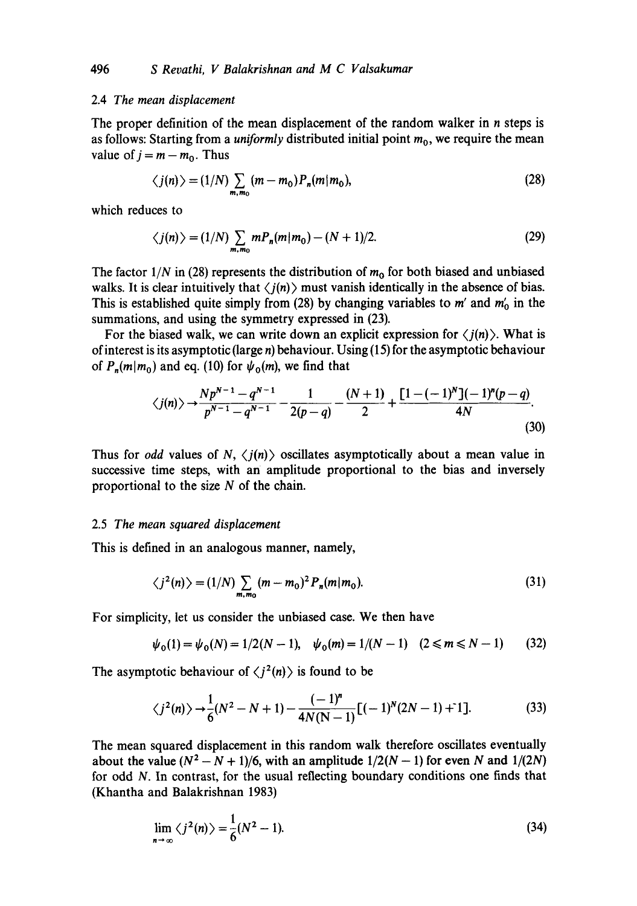### 2.4 The mean displacement

The proper definition of the mean displacement of the random walker in $n$ steps is as follows: Starting from a *uniformly* distributed initial point $m_0$, we require the mean value of $j = m - m_0$. Thus

$$\langle j(n) \rangle = (1/N) \sum_{m, m_0} (m - m_0) P_n(m|m_0), \tag{28}$$

which reduces to

$$\langle j(n) \rangle = (1/N) \sum_{m, m_0} m P_n(m|m_0) - (N+1)/2. \tag{29}$$

The factor $1/N$ in (28) represents the distribution of $m_0$ for both biased and unbiased walks. It is clear intuitively that $\langle j(n) \rangle$ must vanish identically in the absence of bias. This is established quite simply from (28) by changing variables to $m'$ and $m'_0$ in the summations, and using the symmetry expressed in (23).

For the biased walk, we can write down an explicit expression for $\langle j(n) \rangle$. What is of interest is its asymptotic (large $n$) behaviour. Using (15) for the asymptotic behaviour of $P_n(m|m_0)$ and eq. (10) for $\psi_0(m)$, we find that

$$\langle j(n) \rangle \to \frac{N p^{N-1} - q^{N-1}}{p^{N-1} - q^{N-1}} - \frac{1}{2(p-q)} - \frac{(N+1)}{2} + \frac{[1 - (-1)^N](-1)^n (p-q)}{4N}. \tag{30}$$

Thus for *odd* values of $N$, $\langle j(n) \rangle$ oscillates asymptotically about a mean value in successive time steps, with an amplitude proportional to the bias and inversely proportional to the size $N$ of the chain.

### 2.5 The mean squared displacement

This is defined in an analogous manner, namely,

$$\langle j^2(n) \rangle = (1/N) \sum_{m, m_0} (m - m_0)^2 P_n(m|m_0). \tag{31}$$

For simplicity, let us consider the unbiased case. We then have

$$\psi_0(1) = \psi_0(N) = 1/2(N-1), \quad \psi_0(m) = 1/(N-1) \quad (2 \leqslant m \leqslant N-1) \tag{32}$$

The asymptotic behaviour of $\langle j^2(n) \rangle$ is found to be

$$\langle j^2(n) \rangle \to \frac{1}{6}(N^2 - N + 1) - \frac{(-1)^n}{4N(N-1)}[(-1)^N(2N-1) + 1]. \tag{33}$$

The mean squared displacement in this random walk therefore oscillates eventually about the value $(N^2 - N + 1)/6$, with an amplitude $1/2(N-1)$ for even $N$ and $1/(2N)$ for odd $N$. In contrast, for the usual reflecting boundary conditions one finds that (Khantha and Balakrishnan 1983)

$$\lim_{n \to \infty} \langle j^2(n) \rangle = \frac{1}{6}(N^2 - 1). \tag{34}$$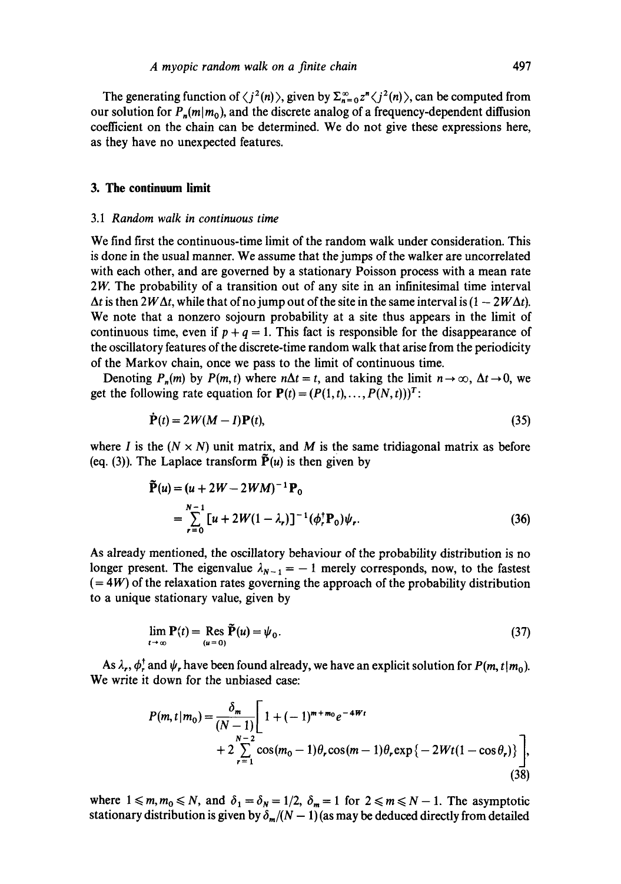The generating function of $\langle j^2(n) \rangle$, given by $\Sigma_{n=0}^{\infty} z^n \langle j^2(n) \rangle$, can be computed from our solution for $P_n(m|m_0)$, and the discrete analog of a frequency-dependent diffusion coefficient on the chain can be determined. We do not give these expressions here, as they have no unexpected features.

## 3. The continuum limit

### 3.1 *Random walk in continuous time*

We find first the continuous-time limit of the random walk under consideration. This is done in the usual manner. We assume that the jumps of the walker are uncorrelated with each other, and are governed by a stationary Poisson process with a mean rate $2W$. The probability of a transition out of any site in an infinitesimal time interval $\Delta t$ is then $2W\Delta t$, while that of no jump out of the site in the same interval is $(1 - 2W\Delta t)$. We note that a nonzero sojourn probability at a site thus appears in the limit of continuous time, even if $p + q = 1$. This fact is responsible for the disappearance of the oscillatory features of the discrete-time random walk that arise from the periodicity of the Markov chain, once we pass to the limit of continuous time.

Denoting $P_n(m)$ by $P(m, t)$ where $n\Delta t = t$, and taking the limit $n \to \infty$, $\Delta t \to 0$, we get the following rate equation for $\mathbf{P}(t) = (P(1,t), \ldots, P(N,t))^T$:

$$\dot{\mathbf{P}}(t) = 2W(M - I)\mathbf{P}(t), \tag{35}$$

where $I$ is the $(N \times N)$ unit matrix, and $M$ is the same tridiagonal matrix as before (eq. (3)). The Laplace transform $\tilde{\mathbf{P}}(u)$ is then given by

$$\begin{aligned}\tilde{\mathbf{P}}(u) &= (u + 2W - 2WM)^{-1}\mathbf{P}_0 \\ &= \sum_{r=0}^{N-1} [u + 2W(1 - \lambda_r)]^{-1}(\phi_r^{\dagger}\mathbf{P}_0)\psi_r.\end{aligned} \tag{36}$$

As already mentioned, the oscillatory behaviour of the probability distribution is no longer present. The eigenvalue $\lambda_{N-1} = -1$ merely corresponds, now, to the fastest $(= 4W)$ of the relaxation rates governing the approach of the probability distribution to a unique stationary value, given by

$$\lim_{t \to \infty} \mathbf{P}(t) = \operatorname*{Res}_{(u=0)} \tilde{\mathbf{P}}(u) = \psi_0. \tag{37}$$

As $\lambda_r$, $\phi_r^{\dagger}$ and $\psi_r$ have been found already, we have an explicit solution for $P(m, t|m_0)$. We write it down for the unbiased case:

$$\begin{aligned}P(m, t|m_0) = \frac{\delta_m}{(N-1)}\Bigg[ & 1 + (-1)^{m+m_0} e^{-4Wt} \\ & + 2\sum_{r=1}^{N-2} \cos(m_0 - 1)\theta_r \cos(m-1)\theta_r \exp\{-2Wt(1 - \cos\theta_r)\}\Bigg],\end{aligned} \tag{38}$$

where $1 \leqslant m, m_0 \leqslant N$, and $\delta_1 = \delta_N = 1/2$, $\delta_m = 1$ for $2 \leqslant m \leqslant N - 1$. The asymptotic stationary distribution is given by $\delta_m/(N-1)$ (as may be deduced directly from detailed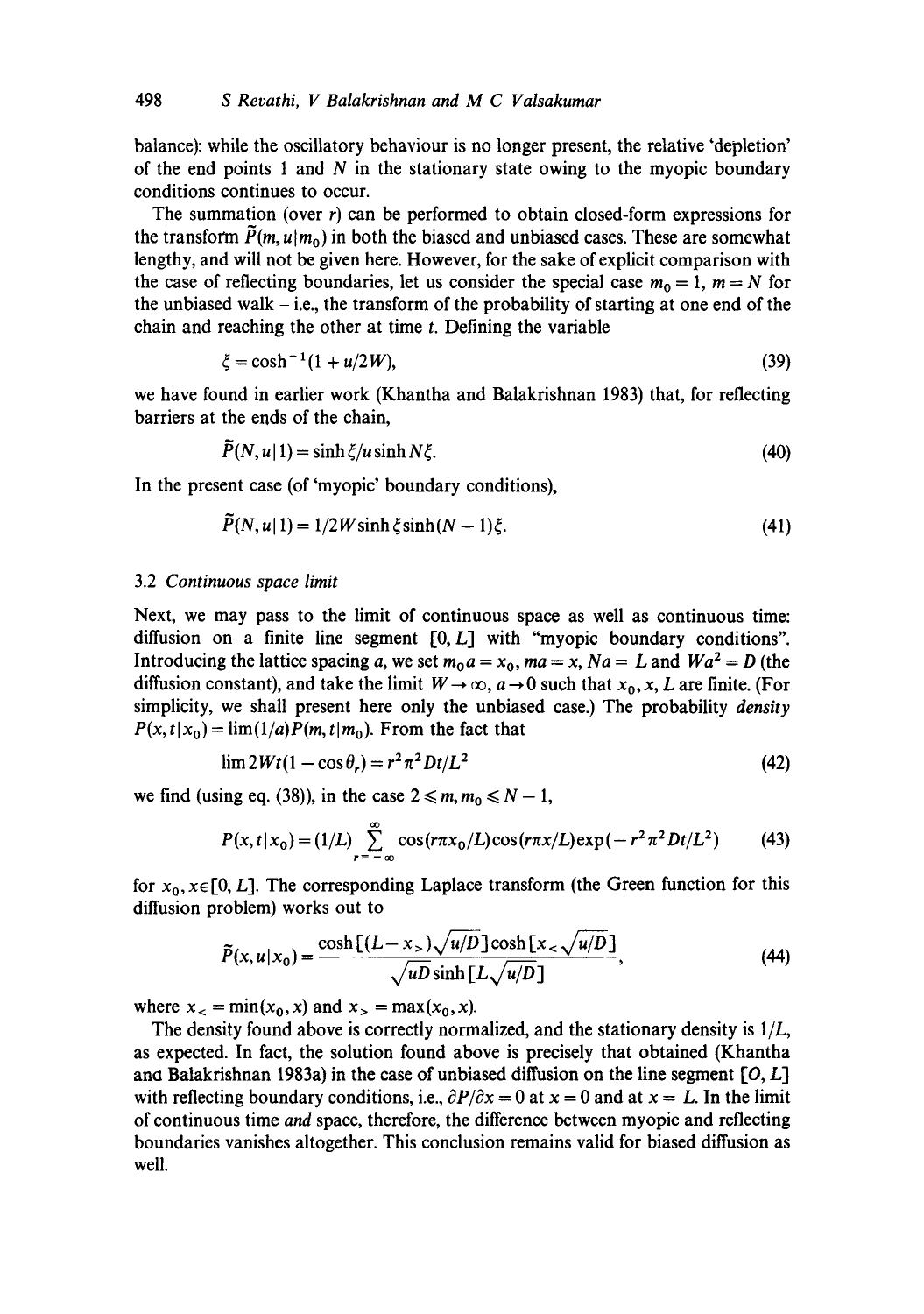balance): while the oscillatory behaviour is no longer present, the relative 'depletion' of the end points 1 and $N$ in the stationary state owing to the myopic boundary conditions continues to occur.

The summation (over $r$) can be performed to obtain closed-form expressions for the transform $\tilde{P}(m, u|m_0)$ in both the biased and unbiased cases. These are somewhat lengthy, and will not be given here. However, for the sake of explicit comparison with the case of reflecting boundaries, let us consider the special case $m_0 = 1$, $m = N$ for the unbiased walk – i.e., the transform of the probability of starting at one end of the chain and reaching the other at time $t$. Defining the variable

$$\xi = \cosh^{-1}(1 + u/2W), \tag{39}$$

we have found in earlier work (Khantha and Balakrishnan 1983) that, for reflecting barriers at the ends of the chain,

$$\tilde{P}(N, u|1) = \sinh\xi/u\sinh N\xi. \tag{40}$$

In the present case (of 'myopic' boundary conditions),

$$\tilde{P}(N, u|1) = 1/2W\sinh\xi\sinh(N-1)\xi. \tag{41}$$

### 3.2 *Continuous space limit*

Next, we may pass to the limit of continuous space as well as continuous time: diffusion on a finite line segment $[0, L]$ with "myopic boundary conditions". Introducing the lattice spacing $a$, we set $m_0 a = x_0$, $ma = x$, $Na = L$ and $Wa^2 = D$ (the diffusion constant), and take the limit $W \to \infty$, $a \to 0$ such that $x_0, x, L$ are finite. (For simplicity, we shall present here only the unbiased case.) The probability *density* $P(x, t|x_0) = \lim(1/a)P(m, t|m_0)$. From the fact that

$$\lim 2Wt(1 - \cos\theta_r) = r^2\pi^2 Dt/L^2 \tag{42}$$

we find (using eq. (38)), in the case $2 \leqslant m, m_0 \leqslant N-1$,

$$P(x, t|x_0) = (1/L)\sum_{r=-\infty}^{\infty}\cos(r\pi x_0/L)\cos(r\pi x/L)\exp(-r^2\pi^2 Dt/L^2) \tag{43}$$

for $x_0, x \in [0, L]$. The corresponding Laplace transform (the Green function for this diffusion problem) works out to

$$\tilde{P}(x, u|x_0) = \frac{\cosh[(L - x_>)\sqrt{u/D}]\cosh[x_<\sqrt{u/D}]}{\sqrt{uD}\sinh[L\sqrt{u/D}]}, \tag{44}$$

where $x_< = \min(x_0, x)$ and $x_> = \max(x_0, x)$.

The density found above is correctly normalized, and the stationary density is $1/L$, as expected. In fact, the solution found above is precisely that obtained (Khantha and Balakrishnan 1983a) in the case of unbiased diffusion on the line segment $[O, L]$ with reflecting boundary conditions, i.e., $\partial P/\partial x = 0$ at $x = 0$ and at $x = L$. In the limit of continuous time *and* space, therefore, the difference between myopic and reflecting boundaries vanishes altogether. This conclusion remains valid for biased diffusion as well.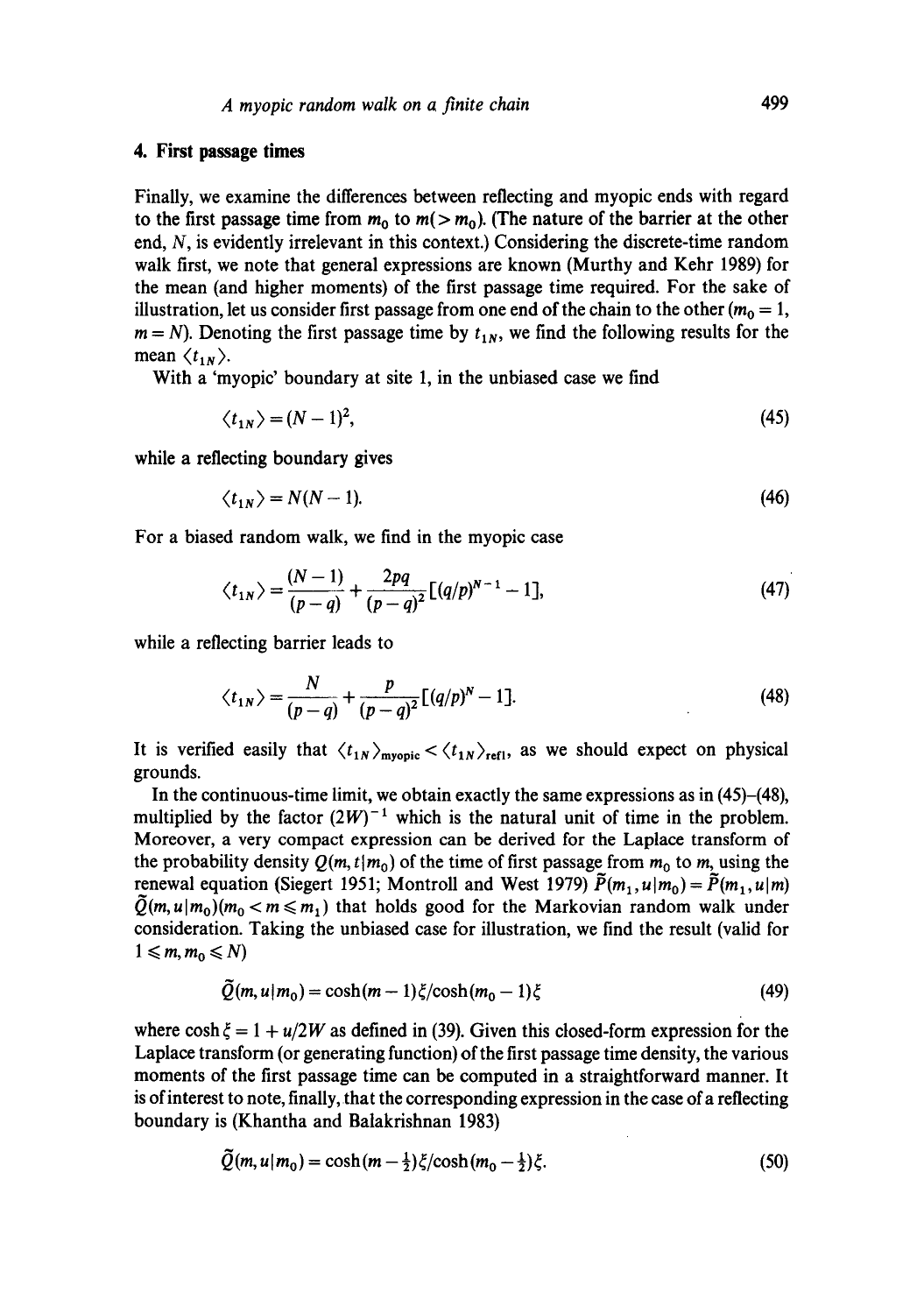## 4. First passage times

Finally, we examine the differences between reflecting and myopic ends with regard to the first passage time from $m_0$ to $m(> m_0)$. (The nature of the barrier at the other end, $N$, is evidently irrelevant in this context.) Considering the discrete-time random walk first, we note that general expressions are known (Murthy and Kehr 1989) for the mean (and higher moments) of the first passage time required. For the sake of illustration, let us consider first passage from one end of the chain to the other ($m_0 = 1$, $m = N$). Denoting the first passage time by $t_{1N}$, we find the following results for the mean $\langle t_{1N} \rangle$.

With a 'myopic' boundary at site 1, in the unbiased case we find

$$\langle t_{1N} \rangle = (N-1)^2, \tag{45}$$

while a reflecting boundary gives

$$\langle t_{1N} \rangle = N(N-1). \tag{46}$$

For a biased random walk, we find in the myopic case

$$\langle t_{1N} \rangle = \frac{(N-1)}{(p-q)} + \frac{2pq}{(p-q)^2}[(q/p)^{N-1} - 1], \tag{47}$$

while a reflecting barrier leads to

$$\langle t_{1N} \rangle = \frac{N}{(p-q)} + \frac{p}{(p-q)^2}[(q/p)^N - 1]. \tag{48}$$

It is verified easily that $\langle t_{1N} \rangle_{\text{myopic}} < \langle t_{1N} \rangle_{\text{refl}}$, as we should expect on physical grounds.

In the continuous-time limit, we obtain exactly the same expressions as in (45)–(48), multiplied by the factor $(2W)^{-1}$ which is the natural unit of time in the problem. Moreover, a very compact expression can be derived for the Laplace transform of the probability density $Q(m, t|m_0)$ of the time of first passage from $m_0$ to $m$, using the renewal equation (Siegert 1951; Montroll and West 1979) $\tilde{P}(m_1, u|m_0) = \tilde{P}(m_1, u|m)$ $\tilde{Q}(m, u|m_0) (m_0 < m \leqslant m_1)$ that holds good for the Markovian random walk under consideration. Taking the unbiased case for illustration, we find the result (valid for $1 \leqslant m, m_0 \leqslant N$)

$$\tilde{Q}(m, u|m_0) = \cosh(m-1)\xi / \cosh(m_0 - 1)\xi \tag{49}$$

where $\cosh \xi = 1 + u/2W$ as defined in (39). Given this closed-form expression for the Laplace transform (or generating function) of the first passage time density, the various moments of the first passage time can be computed in a straightforward manner. It is of interest to note, finally, that the corresponding expression in the case of a reflecting boundary is (Khantha and Balakrishnan 1983)

$$\tilde{Q}(m, u|m_0) = \cosh(m - \tfrac{1}{2})\xi / \cosh(m_0 - \tfrac{1}{2})\xi. \tag{50}$$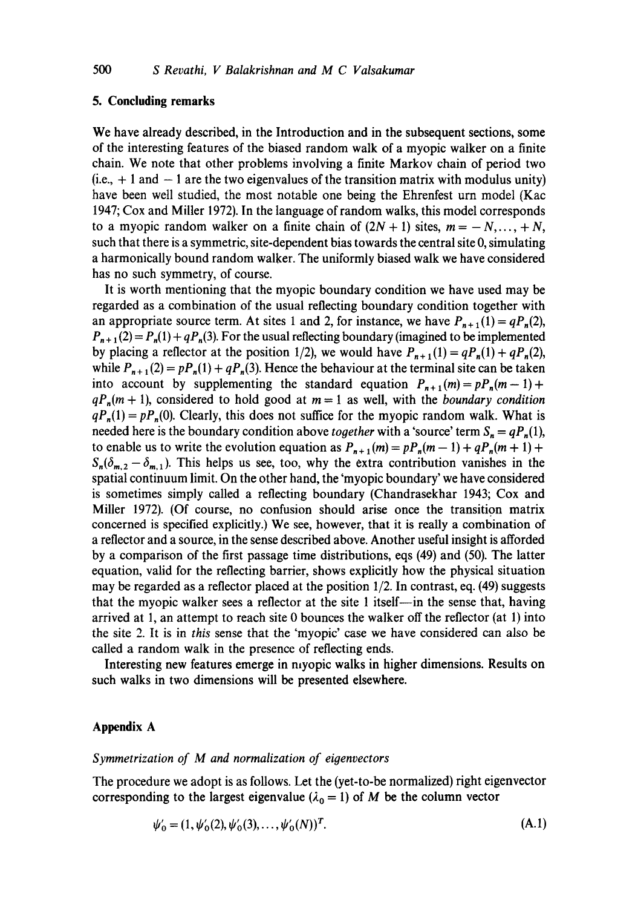## 5. Concluding remarks

We have already described, in the Introduction and in the subsequent sections, some of the interesting features of the biased random walk of a myopic walker on a finite chain. We note that other problems involving a finite Markov chain of period two (i.e., $+1$ and $-1$ are the two eigenvalues of the transition matrix with modulus unity) have been well studied, the most notable one being the Ehrenfest urn model (Kac 1947; Cox and Miller 1972). In the language of random walks, this model corresponds to a myopic random walker on a finite chain of $(2N+1)$ sites, $m = -N, \ldots, +N$, such that there is a symmetric, site-dependent bias towards the central site 0, simulating a harmonically bound random walker. The uniformly biased walk we have considered has no such symmetry, of course.

It is worth mentioning that the myopic boundary condition we have used may be regarded as a combination of the usual reflecting boundary condition together with an appropriate source term. At sites 1 and 2, for instance, we have $P_{n+1}(1) = qP_n(2)$, $P_{n+1}(2) = P_n(1) + qP_n(3)$. For the usual reflecting boundary (imagined to be implemented by placing a reflector at the position 1/2), we would have $P_{n+1}(1) = qP_n(1) + qP_n(2)$, while $P_{n+1}(2) = pP_n(1) + qP_n(3)$. Hence the behaviour at the terminal site can be taken into account by supplementing the standard equation $P_{n+1}(m) = pP_n(m-1) + qP_n(m+1)$, considered to hold good at $m = 1$ as well, with the *boundary condition* $qP_n(1) = pP_n(0)$. Clearly, this does not suffice for the myopic random walk. What is needed here is the boundary condition above *together* with a 'source' term $S_n = qP_n(1)$, to enable us to write the evolution equation as $P_{n+1}(m) = pP_n(m-1) + qP_n(m+1) + S_n(\delta_{m,2} - \delta_{m,1})$. This helps us see, too, why the extra contribution vanishes in the spatial continuum limit. On the other hand, the 'myopic boundary' we have considered is sometimes simply called a reflecting boundary (Chandrasekhar 1943; Cox and Miller 1972). (Of course, no confusion should arise once the transition matrix concerned is specified explicitly.) We see, however, that it is really a combination of a reflector and a source, in the sense described above. Another useful insight is afforded by a comparison of the first passage time distributions, eqs (49) and (50). The latter equation, valid for the reflecting barrier, shows explicitly how the physical situation may be regarded as a reflector placed at the position 1/2. In contrast, eq. (49) suggests that the myopic walker sees a reflector at the site 1 itself—in the sense that, having arrived at 1, an attempt to reach site 0 bounces the walker off the reflector (at 1) into the site 2. It is in *this* sense that the 'myopic' case we have considered can also be called a random walk in the presence of reflecting ends.

Interesting new features emerge in myopic walks in higher dimensions. Results on such walks in two dimensions will be presented elsewhere.

## Appendix A

### *Symmetrization of M and normalization of eigenvectors*

The procedure we adopt is as follows. Let the (yet-to-be normalized) right eigenvector corresponding to the largest eigenvalue ($\lambda_0 = 1$) of $M$ be the column vector

$$\psi_0' = (1, \psi_0'(2), \psi_0'(3), \ldots, \psi_0'(N))^T. \tag{A.1}$$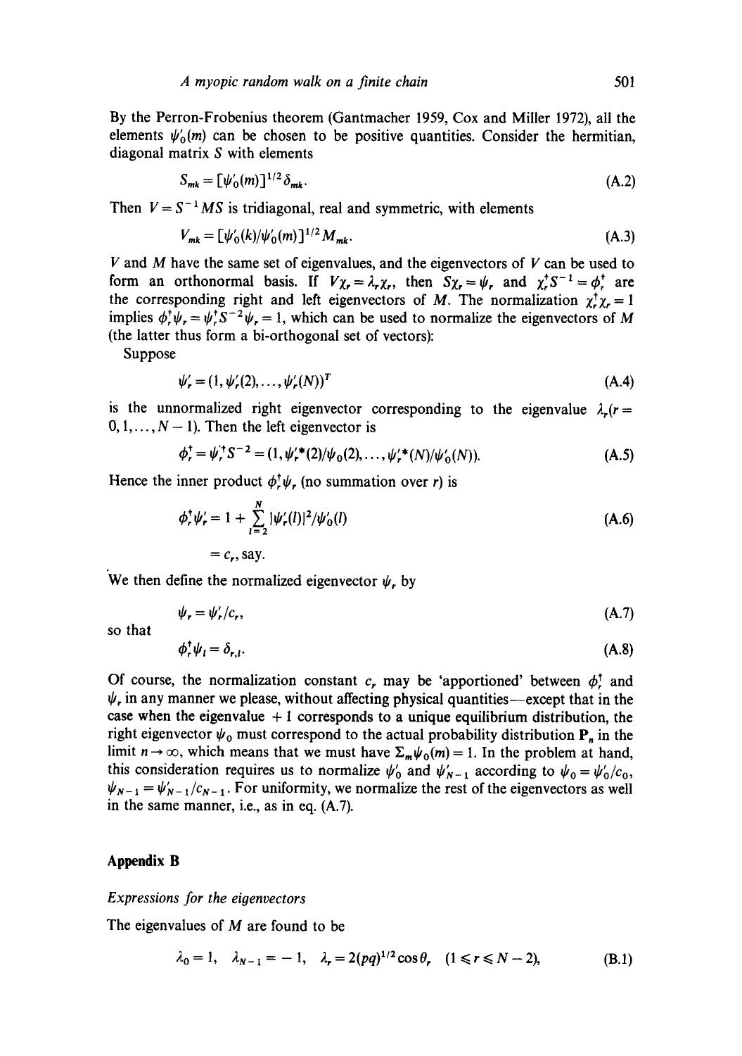By the Perron-Frobenius theorem (Gantmacher 1959, Cox and Miller 1972), all the elements $\psi'_0(m)$ can be chosen to be positive quantities. Consider the hermitian, diagonal matrix $S$ with elements

$$S_{mk} = [\psi'_0(m)]^{1/2}\delta_{mk}. \tag{A.2}$$

Then $V = S^{-1}MS$ is tridiagonal, real and symmetric, with elements

$$V_{mk} = [\psi'_0(k)/\psi'_0(m)]^{1/2}M_{mk}. \tag{A.3}$$

$V$ and $M$ have the same set of eigenvalues, and the eigenvectors of $V$ can be used to form an orthonormal basis. If $V\chi_r = \lambda_r\chi_r$, then $S\chi_r = \psi_r$ and $\chi_r^\dagger S^{-1} = \phi_r^\dagger$ are the corresponding right and left eigenvectors of $M$. The normalization $\chi_r^\dagger\chi_r = 1$ implies $\phi_r^\dagger\psi_r = \psi_r^\dagger S^{-2}\psi_r = 1$, which can be used to normalize the eigenvectors of $M$ (the latter thus form a bi-orthogonal set of vectors):

Suppose

$$\psi'_r = (1, \psi'_r(2), \ldots, \psi'_r(N))^T \tag{A.4}$$

is the unnormalized right eigenvector corresponding to the eigenvalue $\lambda_r (r = 0, 1, \ldots, N-1)$. Then the left eigenvector is

$$\phi_r^\dagger = \psi_r'^\dagger S^{-2} = (1, \psi_r'^*(2)/\psi_0(2), \ldots, \psi_r'^*(N)/\psi'_0(N)). \tag{A.5}$$

Hence the inner product $\phi_r^\dagger\psi_r$ (no summation over $r$) is

$$\phi_r^\dagger\psi'_r = 1 + \sum_{l=2}^{N} |\psi'_r(l)|^2/\psi'_0(l) \tag{A.6}$$

$$= c_r, \text{ say.}$$

We then define the normalized eigenvector $\psi_r$ by

$$\psi_r = \psi'_r/c_r, \tag{A.7}$$

so that

$$\phi_r^\dagger\psi_l = \delta_{r,l}. \tag{A.8}$$

Of course, the normalization constant $c_r$ may be 'apportioned' between $\phi_r^\dagger$ and $\psi_r$ in any manner we please, without affecting physical quantities—except that in the case when the eigenvalue $+1$ corresponds to a unique equilibrium distribution, the right eigenvector $\psi_0$ must correspond to the actual probability distribution $\mathbf{P}_n$ in the limit $n \to \infty$, which means that we must have $\Sigma_m\psi_0(m) = 1$. In the problem at hand, this consideration requires us to normalize $\psi'_0$ and $\psi'_{N-1}$ according to $\psi_0 = \psi'_0/c_0$, $\psi_{N-1} = \psi'_{N-1}/c_{N-1}$. For uniformity, we normalize the rest of the eigenvectors as well in the same manner, i.e., as in eq. (A.7).

## Appendix B

*Expressions for the eigenvectors*

The eigenvalues of $M$ are found to be

$$\lambda_0 = 1, \quad \lambda_{N-1} = -1, \quad \lambda_r = 2(pq)^{1/2}\cos\theta_r \quad (1 \leqslant r \leqslant N-2), \tag{B.1}$$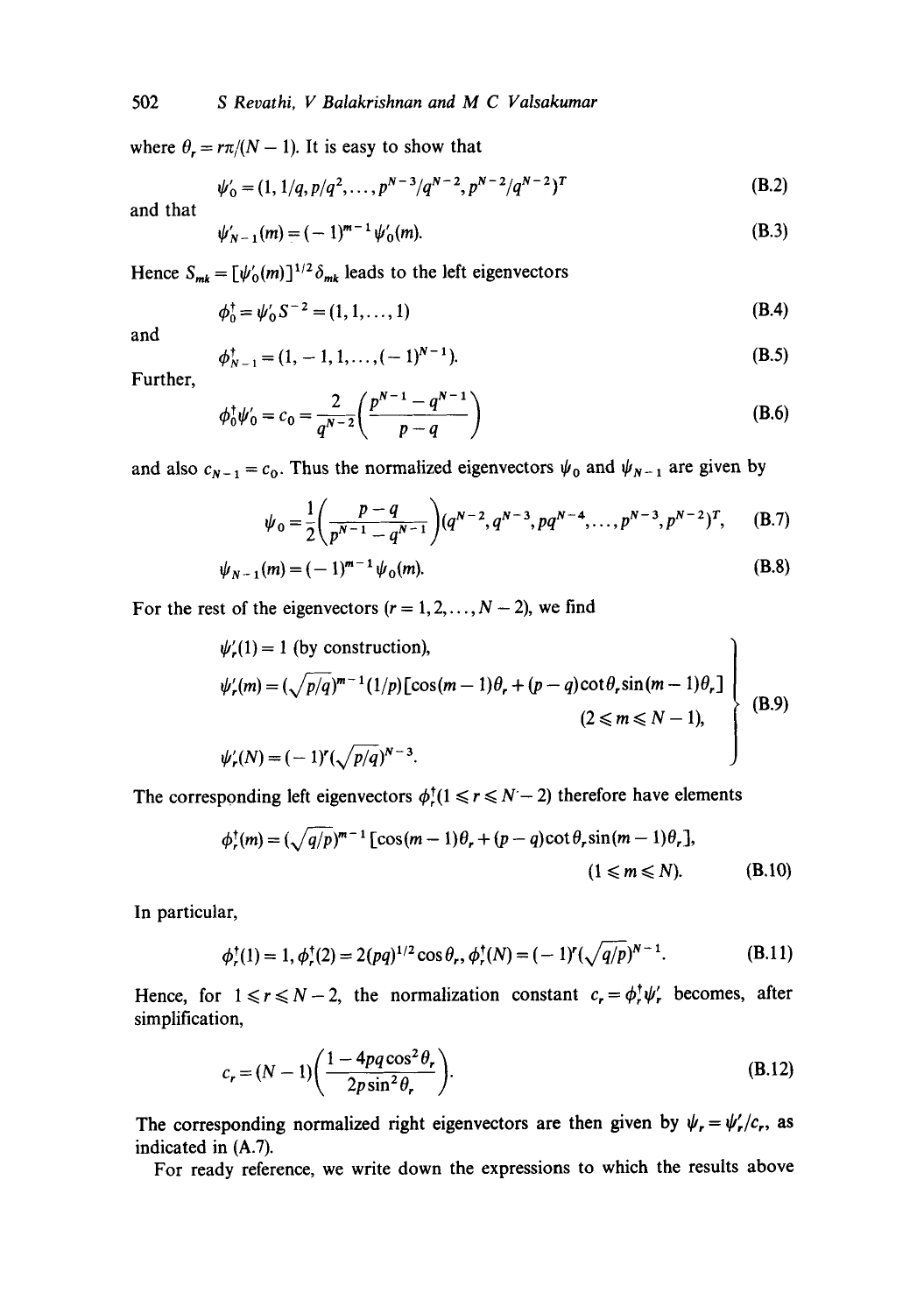where $\theta_r = r\pi/(N-1)$. It is easy to show that

$$\psi'_0 = (1, 1/q, p/q^2, \ldots, p^{N-3}/q^{N-2}, p^{N-2}/q^{N-2})^T \tag{B.2}$$

and that

$$\psi'_{N-1}(m) = (-1)^{m-1}\psi'_0(m). \tag{B.3}$$

Hence $S_{mk} = [\psi'_0(m)]^{1/2}\delta_{mk}$ leads to the left eigenvectors

$$\phi_0^\dagger = \psi'_0 S^{-2} = (1, 1, \ldots, 1) \tag{B.4}$$

and

$$\phi_{N-1}^\dagger = (1, -1, 1, \ldots, (-1)^{N-1}). \tag{B.5}$$

Further,

$$\phi_0^\dagger \psi'_0 = c_0 = \frac{2}{q^{N-2}}\left(\frac{p^{N-1} - q^{N-1}}{p-q}\right) \tag{B.6}$$

and also $c_{N-1} = c_0$. Thus the normalized eigenvectors $\psi_0$ and $\psi_{N-1}$ are given by

$$\psi_0 = \frac{1}{2}\left(\frac{p-q}{p^{N-1} - q^{N-1}}\right)(q^{N-2}, q^{N-3}, pq^{N-4}, \ldots, p^{N-3}, p^{N-2})^T, \tag{B.7}$$

$$\psi_{N-1}(m) = (-1)^{m-1}\psi_0(m). \tag{B.8}$$

For the rest of the eigenvectors $(r = 1, 2, \ldots, N-2)$, we find

$$\left.\begin{aligned}
&\psi'_r(1) = 1 \text{ (by construction)}, \\
&\psi'_r(m) = (\sqrt{p/q})^{m-1}(1/p)[\cos(m-1)\theta_r + (p-q)\cot\theta_r \sin(m-1)\theta_r] \\
&\qquad\qquad\qquad\qquad\qquad\qquad\qquad\qquad (2 \leqslant m \leqslant N-1), \\
&\psi'_r(N) = (-1)^r(\sqrt{p/q})^{N-3}.
\end{aligned}\right\} \tag{B.9}$$

The corresponding left eigenvectors $\phi_r^\dagger (1 \leqslant r \leqslant N-2)$ therefore have elements

$$\phi_r^\dagger(m) = (\sqrt{q/p})^{m-1}[\cos(m-1)\theta_r + (p-q)\cot\theta_r \sin(m-1)\theta_r], \qquad (1 \leqslant m \leqslant N). \tag{B.10}$$

In particular,

$$\phi_r^\dagger(1) = 1, \phi_r^\dagger(2) = 2(pq)^{1/2}\cos\theta_r, \phi_r^\dagger(N) = (-1)^r(\sqrt{q/p})^{N-1}. \tag{B.11}$$

Hence, for $1 \leqslant r \leqslant N-2$, the normalization constant $c_r = \phi_r^\dagger \psi'_r$ becomes, after simplification,

$$c_r = (N-1)\left(\frac{1 - 4pq\cos^2\theta_r}{2p\sin^2\theta_r}\right). \tag{B.12}$$

The corresponding normalized right eigenvectors are then given by $\psi_r = \psi'_r/c_r$, as indicated in (A.7).

For ready reference, we write down the expressions to which the results above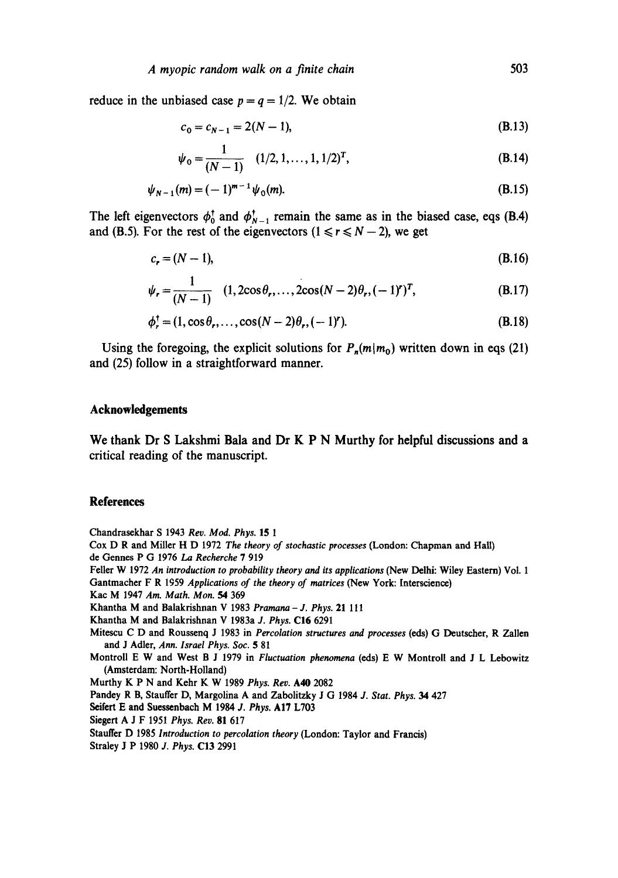reduce in the unbiased case $p = q = 1/2$. We obtain

$$c_0 = c_{N-1} = 2(N-1), \tag{B.13}$$

$$\psi_0 = \frac{1}{(N-1)} \quad (1/2, 1, \ldots, 1, 1/2)^T, \tag{B.14}$$

$$\psi_{N-1}(m) = (-1)^{m-1} \psi_0(m). \tag{B.15}$$

The left eigenvectors $\phi_0^\dagger$ and $\phi_{N-1}^\dagger$ remain the same as in the biased case, eqs (B.4) and (B.5). For the rest of the eigenvectors $(1 \leqslant r \leqslant N-2)$, we get

$$c_r = (N-1), \tag{B.16}$$

$$\psi_r = \frac{1}{(N-1)} \quad (1, 2\cos\theta_r, \ldots, 2\cos(N-2)\theta_r, (-1)^r)^T, \tag{B.17}$$

$$\phi_r^\dagger = (1, \cos\theta_r, \ldots, \cos(N-2)\theta_r, (-1)^r). \tag{B.18}$$

Using the foregoing, the explicit solutions for $P_n(m|m_0)$ written down in eqs (21) and (25) follow in a straightforward manner.

## Acknowledgements

**We thank Dr S Lakshmi Bala and Dr K P N Murthy for helpful discussions and a critical reading of the manuscript.**

## References

Chandrasekhar S 1943 *Rev. Mod. Phys.* **15** 1

Cox D R and Miller H D 1972 *The theory of stochastic processes* (London: Chapman and Hall)

de Gennes P G 1976 *La Recherche* **7** 919

Feller W 1972 *An introduction to probability theory and its applications* (New Delhi: Wiley Eastern) Vol. 1

Gantmacher F R 1959 *Applications of the theory of matrices* (New York: Interscience)

Kac M 1947 *Am. Math. Mon.* **54** 369

Khantha M and Balakrishnan V 1983 *Pramana – J. Phys.* **21** 111

Khantha M and Balakrishnan V 1983a *J. Phys.* **C16** 6291

Mitescu C D and Roussenq J 1983 in *Percolation structures and processes* (eds) G Deutscher, R Zallen and J Adler, *Ann. Israel Phys. Soc.* **5** 81

Montroll E W and West B J 1979 in *Fluctuation phenomena* (eds) E W Montroll and J L Lebowitz (Amsterdam: North-Holland)

Murthy K P N and Kehr K W 1989 *Phys. Rev.* **A40** 2082

Pandey R B, Stauffer D, Margolina A and Zabolitzky J G 1984 *J. Stat. Phys.* **34** 427

Seifert E and Suessenbach M 1984 *J. Phys.* **A17** L703

Siegert A J F 1951 *Phys. Rev.* **81** 617

Stauffer D 1985 *Introduction to percolation theory* (London: Taylor and Francis)

Straley J P 1980 *J. Phys.* **C13** 2991